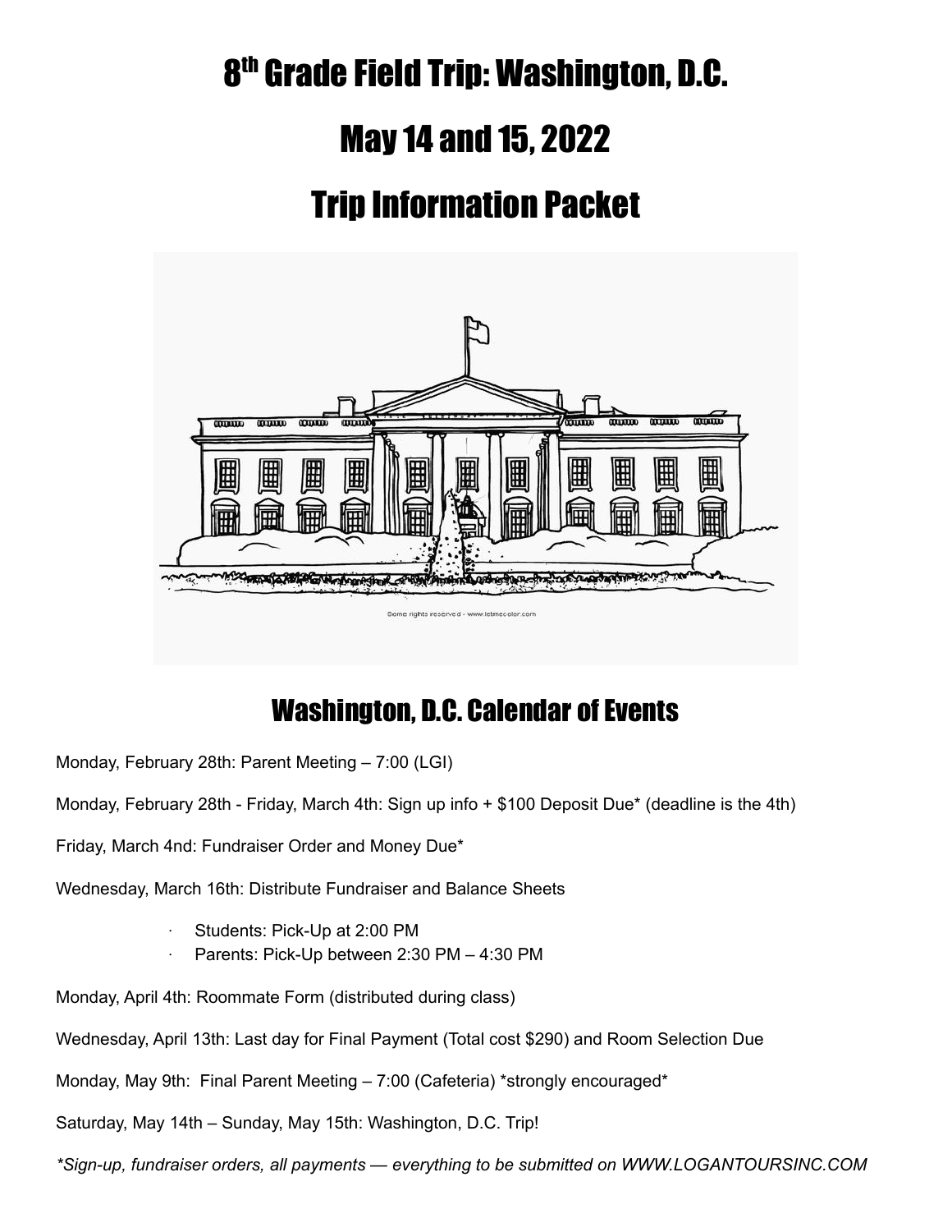# 8th Grade Field Trip: Washington, D.C.

# May 14 and 15, 2022

# Trip Information Packet

Some rights reserved - www.letmecolor.com

## Washington, D.C. Calendar of Events

Monday, February 28th: Parent Meeting – 7:00 (LGI)

Monday, February 28th - Friday, March 4th: Sign up info + $100 Deposit Due* (deadline is the 4th)

Friday, March 4nd: Fundraiser Order and Money Due*

Wednesday, March 16th: Distribute Fundraiser and Balance Sheets

- Students: Pick-Up at 2:00 PM
- Parents: Pick-Up between 2:30 PM – 4:30 PM

Monday, April 4th: Roommate Form (distributed during class)

Wednesday, April 13th: Last day for Final Payment (Total cost $290) and Room Selection Due

Monday, May 9th: Final Parent Meeting – 7:00 (Cafeteria) *strongly encouraged*

Saturday, May 14th – Sunday, May 15th: Washington, D.C. Trip!

*\*Sign-up, fundraiser orders, all payments — everything to be submitted on WWW.LOGANTOURSINC.COM*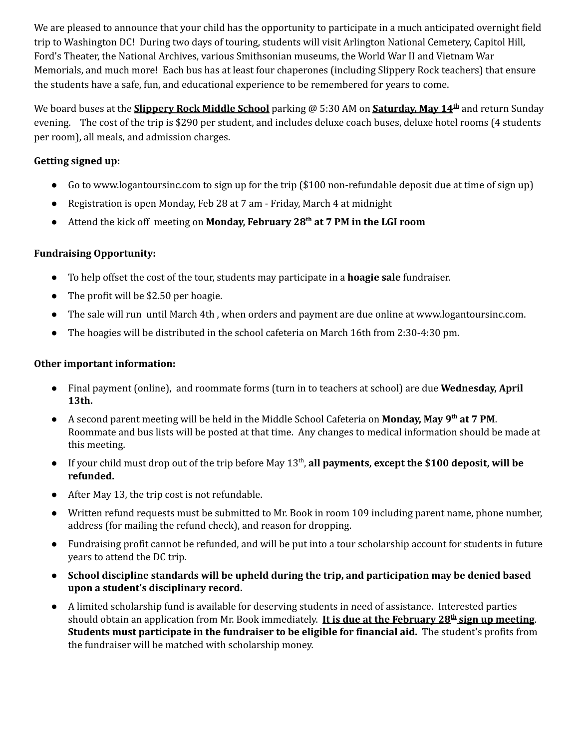We are pleased to announce that your child has the opportunity to participate in a much anticipated overnight field trip to Washington DC! During two days of touring, students will visit Arlington National Cemetery, Capitol Hill, Ford's Theater, the National Archives, various Smithsonian museums, the World War II and Vietnam War Memorials, and much more! Each bus has at least four chaperones (including Slippery Rock teachers) that ensure the students have a safe, fun, and educational experience to be remembered for years to come.

We board buses at the **Slippery Rock Middle School** parking @ 5:30 AM on **Saturday, May 14th** and return Sunday evening. The cost of the trip is $290 per student, and includes deluxe coach buses, deluxe hotel rooms (4 students per room), all meals, and admission charges.

**Getting signed up:**

- Go to www.logantoursinc.com to sign up for the trip ($100 non-refundable deposit due at time of sign up)
- Registration is open Monday, Feb 28 at 7 am - Friday, March 4 at midnight
- Attend the kick off meeting on **Monday, February 28th at 7 PM in the LGI room**

**Fundraising Opportunity:**

- To help offset the cost of the tour, students may participate in a **hoagie sale** fundraiser.
- The profit will be $2.50 per hoagie.
- The sale will run until March 4th , when orders and payment are due online at www.logantoursinc.com.
- The hoagies will be distributed in the school cafeteria on March 16th from 2:30-4:30 pm.

**Other important information:**

- Final payment (online), and roommate forms (turn in to teachers at school) are due **Wednesday, April 13th.**
- A second parent meeting will be held in the Middle School Cafeteria on **Monday, May 9th at 7 PM**. Roommate and bus lists will be posted at that time. Any changes to medical information should be made at this meeting.
- If your child must drop out of the trip before May 13th, **all payments, except the $100 deposit, will be refunded.**
- After May 13, the trip cost is not refundable.
- Written refund requests must be submitted to Mr. Book in room 109 including parent name, phone number, address (for mailing the refund check), and reason for dropping.
- Fundraising profit cannot be refunded, and will be put into a tour scholarship account for students in future years to attend the DC trip.
- **School discipline standards will be upheld during the trip, and participation may be denied based upon a student's disciplinary record.**
- A limited scholarship fund is available for deserving students in need of assistance. Interested parties should obtain an application from Mr. Book immediately. **It is due at the February 28th sign up meeting**. **Students must participate in the fundraiser to be eligible for financial aid.** The student's profits from the fundraiser will be matched with scholarship money.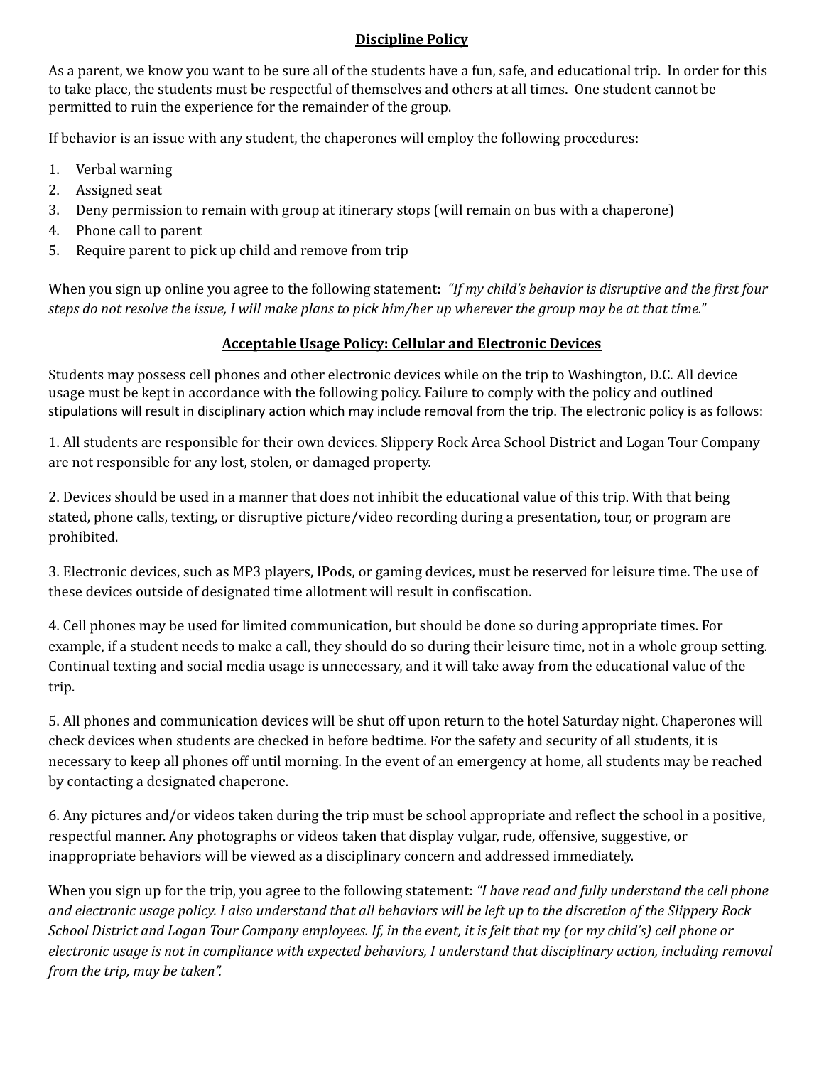## Discipline Policy

As a parent, we know you want to be sure all of the students have a fun, safe, and educational trip. In order for this to take place, the students must be respectful of themselves and others at all times. One student cannot be permitted to ruin the experience for the remainder of the group.

If behavior is an issue with any student, the chaperones will employ the following procedures:

1. Verbal warning
2. Assigned seat
3. Deny permission to remain with group at itinerary stops (will remain on bus with a chaperone)
4. Phone call to parent
5. Require parent to pick up child and remove from trip

When you sign up online you agree to the following statement: *"If my child's behavior is disruptive and the first four steps do not resolve the issue, I will make plans to pick him/her up wherever the group may be at that time."*

## Acceptable Usage Policy: Cellular and Electronic Devices

Students may possess cell phones and other electronic devices while on the trip to Washington, D.C. All device usage must be kept in accordance with the following policy. Failure to comply with the policy and outlined stipulations will result in disciplinary action which may include removal from the trip. The electronic policy is as follows:

1. All students are responsible for their own devices. Slippery Rock Area School District and Logan Tour Company are not responsible for any lost, stolen, or damaged property.

2. Devices should be used in a manner that does not inhibit the educational value of this trip. With that being stated, phone calls, texting, or disruptive picture/video recording during a presentation, tour, or program are prohibited.

3. Electronic devices, such as MP3 players, IPods, or gaming devices, must be reserved for leisure time. The use of these devices outside of designated time allotment will result in confiscation.

4. Cell phones may be used for limited communication, but should be done so during appropriate times. For example, if a student needs to make a call, they should do so during their leisure time, not in a whole group setting. Continual texting and social media usage is unnecessary, and it will take away from the educational value of the trip.

5. All phones and communication devices will be shut off upon return to the hotel Saturday night. Chaperones will check devices when students are checked in before bedtime. For the safety and security of all students, it is necessary to keep all phones off until morning. In the event of an emergency at home, all students may be reached by contacting a designated chaperone.

6. Any pictures and/or videos taken during the trip must be school appropriate and reflect the school in a positive, respectful manner. Any photographs or videos taken that display vulgar, rude, offensive, suggestive, or inappropriate behaviors will be viewed as a disciplinary concern and addressed immediately.

When you sign up for the trip, you agree to the following statement: *"I have read and fully understand the cell phone and electronic usage policy. I also understand that all behaviors will be left up to the discretion of the Slippery Rock School District and Logan Tour Company employees. If, in the event, it is felt that my (or my child's) cell phone or electronic usage is not in compliance with expected behaviors, I understand that disciplinary action, including removal from the trip, may be taken".*